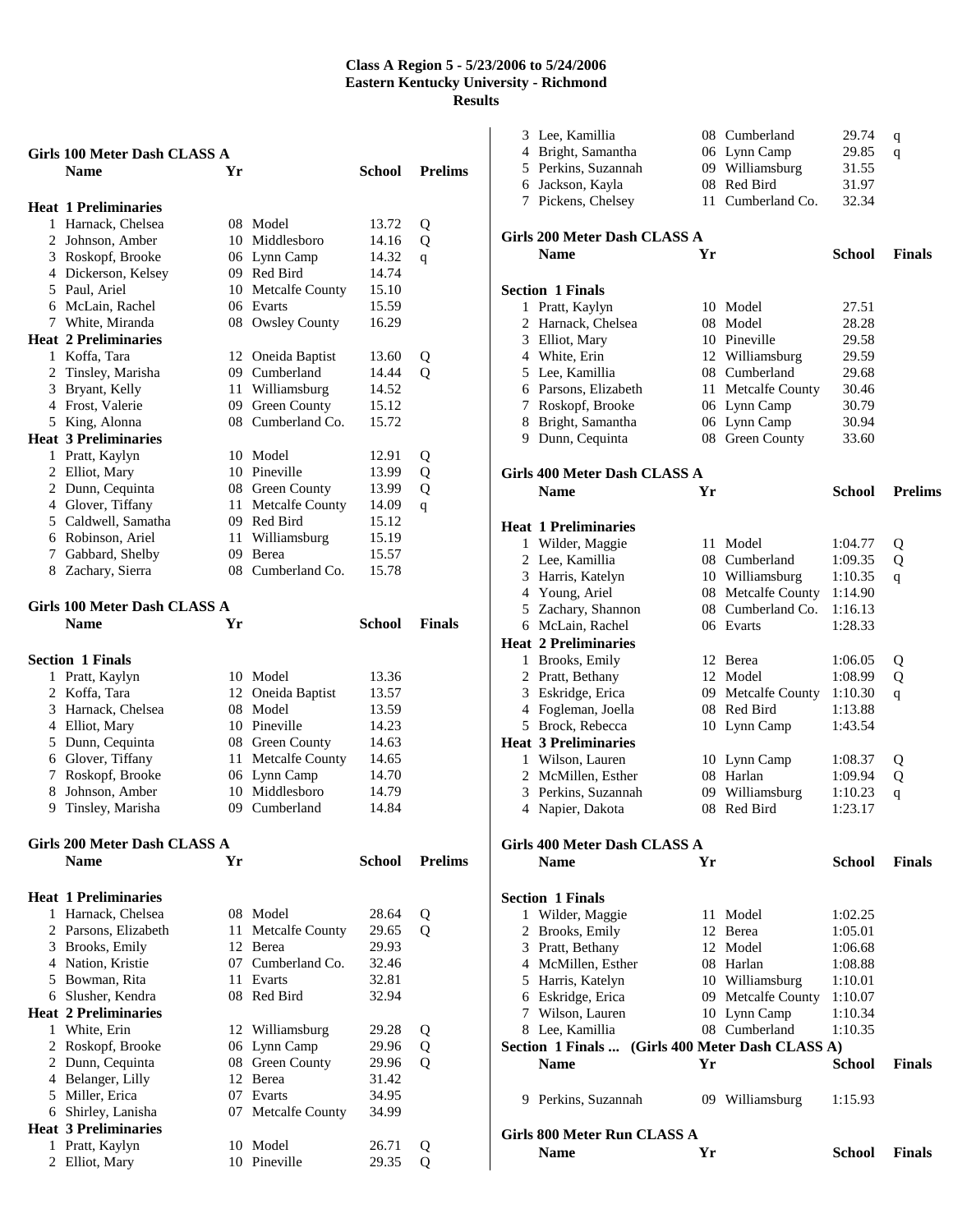# Class A Region 5 - 5/23/2006 to 5/24/2006
## Eastern Kentucky University - Richmond
### Results

### Girls 100 Meter Dash CLASS A

| | Name | Yr | School | Prelims | |
|---|---|---|---|---|---|
| **Heat 1 Preliminaries** | | | | | |
| 1 | Harnack, Chelsea | 08 | Model | 13.72 | Q |
| 2 | Johnson, Amber | 10 | Middlesboro | 14.16 | Q |
| 3 | Roskopf, Brooke | 06 | Lynn Camp | 14.32 | q |
| 4 | Dickerson, Kelsey | 09 | Red Bird | 14.74 | |
| 5 | Paul, Ariel | 10 | Metcalfe County | 15.10 | |
| 6 | McLain, Rachel | 06 | Evarts | 15.59 | |
| 7 | White, Miranda | 08 | Owsley County | 16.29 | |
| **Heat 2 Preliminaries** | | | | | |
| 1 | Koffa, Tara | 12 | Oneida Baptist | 13.60 | Q |
| 2 | Tinsley, Marisha | 09 | Cumberland | 14.44 | Q |
| 3 | Bryant, Kelly | 11 | Williamsburg | 14.52 | |
| 4 | Frost, Valerie | 09 | Green County | 15.12 | |
| 5 | King, Alonna | 08 | Cumberland Co. | 15.72 | |
| **Heat 3 Preliminaries** | | | | | |
| 1 | Pratt, Kaylyn | 10 | Model | 12.91 | Q |
| 2 | Elliot, Mary | 10 | Pineville | 13.99 | Q |
| 2 | Dunn, Cequinta | 08 | Green County | 13.99 | Q |
| 4 | Glover, Tiffany | 11 | Metcalfe County | 14.09 | q |
| 5 | Caldwell, Samatha | 09 | Red Bird | 15.12 | |
| 6 | Robinson, Ariel | 11 | Williamsburg | 15.19 | |
| 7 | Gabbard, Shelby | 09 | Berea | 15.57 | |
| 8 | Zachary, Sierra | 08 | Cumberland Co. | 15.78 | |

### Girls 100 Meter Dash CLASS A

| | Name | Yr | School | Finals |
|---|---|---|---|---|
| **Section 1 Finals** | | | | |
| 1 | Pratt, Kaylyn | 10 | Model | 13.36 |
| 2 | Koffa, Tara | 12 | Oneida Baptist | 13.57 |
| 3 | Harnack, Chelsea | 08 | Model | 13.59 |
| 4 | Elliot, Mary | 10 | Pineville | 14.23 |
| 5 | Dunn, Cequinta | 08 | Green County | 14.63 |
| 6 | Glover, Tiffany | 11 | Metcalfe County | 14.65 |
| 7 | Roskopf, Brooke | 06 | Lynn Camp | 14.70 |
| 8 | Johnson, Amber | 10 | Middlesboro | 14.79 |
| 9 | Tinsley, Marisha | 09 | Cumberland | 14.84 |

### Girls 200 Meter Dash CLASS A

| | Name | Yr | School | Prelims | |
|---|---|---|---|---|---|
| **Heat 1 Preliminaries** | | | | | |
| 1 | Harnack, Chelsea | 08 | Model | 28.64 | Q |
| 2 | Parsons, Elizabeth | 11 | Metcalfe County | 29.65 | Q |
| 3 | Brooks, Emily | 12 | Berea | 29.93 | |
| 4 | Nation, Kristie | 07 | Cumberland Co. | 32.46 | |
| 5 | Bowman, Rita | 11 | Evarts | 32.81 | |
| 6 | Slusher, Kendra | 08 | Red Bird | 32.94 | |
| **Heat 2 Preliminaries** | | | | | |
| 1 | White, Erin | 12 | Williamsburg | 29.28 | Q |
| 2 | Roskopf, Brooke | 06 | Lynn Camp | 29.96 | Q |
| 2 | Dunn, Cequinta | 08 | Green County | 29.96 | Q |
| 4 | Belanger, Lilly | 12 | Berea | 31.42 | |
| 5 | Miller, Erica | 07 | Evarts | 34.95 | |
| 6 | Shirley, Lanisha | 07 | Metcalfe County | 34.99 | |
| **Heat 3 Preliminaries** | | | | | |
| 1 | Pratt, Kaylyn | 10 | Model | 26.71 | Q |
| 2 | Elliot, Mary | 10 | Pineville | 29.35 | Q |
| 3 | Lee, Kamillia | 08 | Cumberland | 29.74 | q |
| 4 | Bright, Samantha | 06 | Lynn Camp | 29.85 | q |
| 5 | Perkins, Suzannah | 09 | Williamsburg | 31.55 | |
| 6 | Jackson, Kayla | 08 | Red Bird | 31.97 | |
| 7 | Pickens, Chelsey | 11 | Cumberland Co. | 32.34 | |

### Girls 200 Meter Dash CLASS A

| | Name | Yr | School | Finals |
|---|---|---|---|---|
| **Section 1 Finals** | | | | |
| 1 | Pratt, Kaylyn | 10 | Model | 27.51 |
| 2 | Harnack, Chelsea | 08 | Model | 28.28 |
| 3 | Elliot, Mary | 10 | Pineville | 29.58 |
| 4 | White, Erin | 12 | Williamsburg | 29.59 |
| 5 | Lee, Kamillia | 08 | Cumberland | 29.68 |
| 6 | Parsons, Elizabeth | 11 | Metcalfe County | 30.46 |
| 7 | Roskopf, Brooke | 06 | Lynn Camp | 30.79 |
| 8 | Bright, Samantha | 06 | Lynn Camp | 30.94 |
| 9 | Dunn, Cequinta | 08 | Green County | 33.60 |

### Girls 400 Meter Dash CLASS A

| | Name | Yr | School | Prelims | |
|---|---|---|---|---|---|
| **Heat 1 Preliminaries** | | | | | |
| 1 | Wilder, Maggie | 11 | Model | 1:04.77 | Q |
| 2 | Lee, Kamillia | 08 | Cumberland | 1:09.35 | Q |
| 3 | Harris, Katelyn | 10 | Williamsburg | 1:10.35 | q |
| 4 | Young, Ariel | 08 | Metcalfe County | 1:14.90 | |
| 5 | Zachary, Shannon | 08 | Cumberland Co. | 1:16.13 | |
| 6 | McLain, Rachel | 06 | Evarts | 1:28.33 | |
| **Heat 2 Preliminaries** | | | | | |
| 1 | Brooks, Emily | 12 | Berea | 1:06.05 | Q |
| 2 | Pratt, Bethany | 12 | Model | 1:08.99 | Q |
| 3 | Eskridge, Erica | 09 | Metcalfe County | 1:10.30 | q |
| 4 | Fogleman, Joella | 08 | Red Bird | 1:13.88 | |
| 5 | Brock, Rebecca | 10 | Lynn Camp | 1:43.54 | |
| **Heat 3 Preliminaries** | | | | | |
| 1 | Wilson, Lauren | 10 | Lynn Camp | 1:08.37 | Q |
| 2 | McMillen, Esther | 08 | Harlan | 1:09.94 | Q |
| 3 | Perkins, Suzannah | 09 | Williamsburg | 1:10.23 | q |
| 4 | Napier, Dakota | 08 | Red Bird | 1:23.17 | |

### Girls 400 Meter Dash CLASS A

| | Name | Yr | School | Finals |
|---|---|---|---|---|
| **Section 1 Finals** | | | | |
| 1 | Wilder, Maggie | 11 | Model | 1:02.25 |
| 2 | Brooks, Emily | 12 | Berea | 1:05.01 |
| 3 | Pratt, Bethany | 12 | Model | 1:06.68 |
| 4 | McMillen, Esther | 08 | Harlan | 1:08.88 |
| 5 | Harris, Katelyn | 10 | Williamsburg | 1:10.01 |
| 6 | Eskridge, Erica | 09 | Metcalfe County | 1:10.07 |
| 7 | Wilson, Lauren | 10 | Lynn Camp | 1:10.34 |
| 8 | Lee, Kamillia | 08 | Cumberland | 1:10.35 |
| 9 | Perkins, Suzannah | 09 | Williamsburg | 1:15.93 |

### Girls 800 Meter Run CLASS A

| | Name | Yr | School | Finals |
|---|---|---|---|---|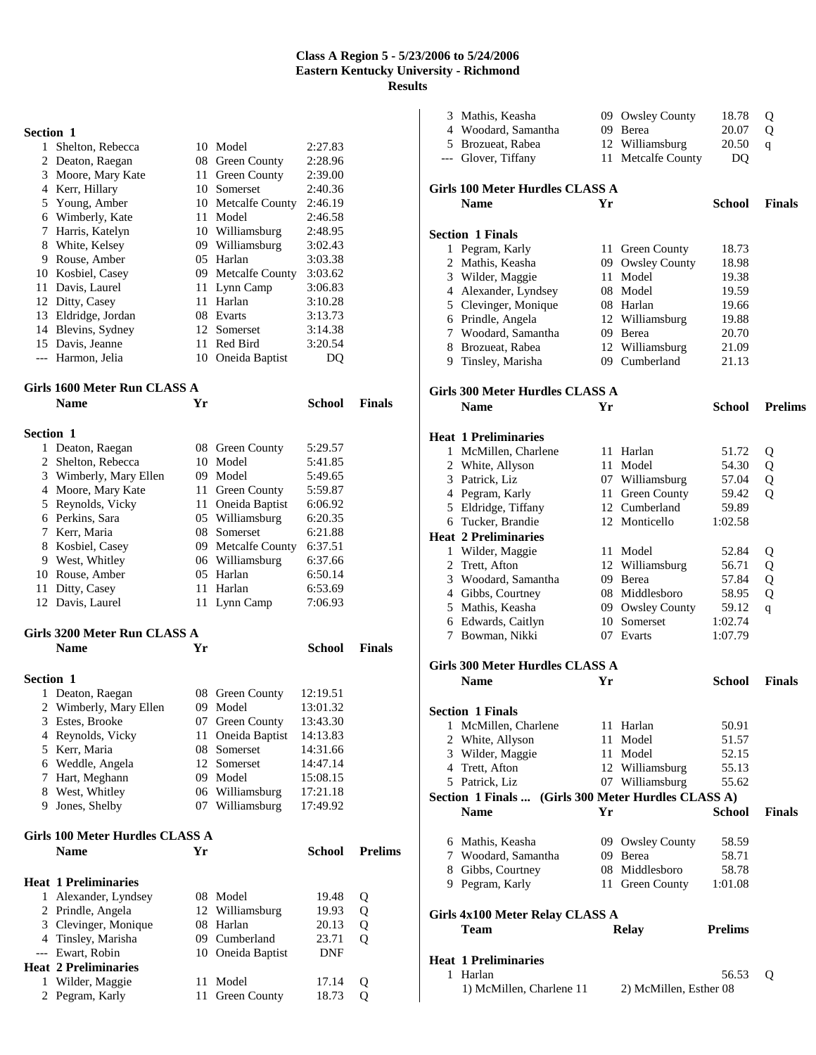# Class A Region 5 - 5/23/2006 to 5/24/2006
## Eastern Kentucky University - Richmond
## Results

**Section 1**

| | Name | Yr | School | Finals |
|---|---|---|---|---|
| 1 | Shelton, Rebecca | 10 | Model | 2:27.83 |
| 2 | Deaton, Raegan | 08 | Green County | 2:28.96 |
| 3 | Moore, Mary Kate | 11 | Green County | 2:39.00 |
| 4 | Kerr, Hillary | 10 | Somerset | 2:40.36 |
| 5 | Young, Amber | 10 | Metcalfe County | 2:46.19 |
| 6 | Wimberly, Kate | 11 | Model | 2:46.58 |
| 7 | Harris, Katelyn | 10 | Williamsburg | 2:48.95 |
| 8 | White, Kelsey | 09 | Williamsburg | 3:02.43 |
| 9 | Rouse, Amber | 05 | Harlan | 3:03.38 |
| 10 | Kosbiel, Casey | 09 | Metcalfe County | 3:03.62 |
| 11 | Davis, Laurel | 11 | Lynn Camp | 3:06.83 |
| 12 | Ditty, Casey | 11 | Harlan | 3:10.28 |
| 13 | Eldridge, Jordan | 08 | Evarts | 3:13.73 |
| 14 | Blevins, Sydney | 12 | Somerset | 3:14.38 |
| 15 | Davis, Jeanne | 11 | Red Bird | 3:20.54 |
| --- | Harmon, Jelia | 10 | Oneida Baptist | DQ |

### Girls 1600 Meter Run CLASS A

**Section 1**

| | Name | Yr | School | Finals |
|---|---|---|---|---|
| 1 | Deaton, Raegan | 08 | Green County | 5:29.57 |
| 2 | Shelton, Rebecca | 10 | Model | 5:41.85 |
| 3 | Wimberly, Mary Ellen | 09 | Model | 5:49.65 |
| 4 | Moore, Mary Kate | 11 | Green County | 5:59.87 |
| 5 | Reynolds, Vicky | 11 | Oneida Baptist | 6:06.92 |
| 6 | Perkins, Sara | 05 | Williamsburg | 6:20.35 |
| 7 | Kerr, Maria | 08 | Somerset | 6:21.88 |
| 8 | Kosbiel, Casey | 09 | Metcalfe County | 6:37.51 |
| 9 | West, Whitley | 06 | Williamsburg | 6:37.66 |
| 10 | Rouse, Amber | 05 | Harlan | 6:50.14 |
| 11 | Ditty, Casey | 11 | Harlan | 6:53.69 |
| 12 | Davis, Laurel | 11 | Lynn Camp | 7:06.93 |

### Girls 3200 Meter Run CLASS A

**Section 1**

| | Name | Yr | School | Finals |
|---|---|---|---|---|
| 1 | Deaton, Raegan | 08 | Green County | 12:19.51 |
| 2 | Wimberly, Mary Ellen | 09 | Model | 13:01.32 |
| 3 | Estes, Brooke | 07 | Green County | 13:43.30 |
| 4 | Reynolds, Vicky | 11 | Oneida Baptist | 14:13.83 |
| 5 | Kerr, Maria | 08 | Somerset | 14:31.66 |
| 6 | Weddle, Angela | 12 | Somerset | 14:47.14 |
| 7 | Hart, Meghann | 09 | Model | 15:08.15 |
| 8 | West, Whitley | 06 | Williamsburg | 17:21.18 |
| 9 | Jones, Shelby | 07 | Williamsburg | 17:49.92 |

### Girls 100 Meter Hurdles CLASS A

| | Name | Yr | School | Prelims | |
|---|---|---|---|---|---|
| **Heat 1 Preliminaries** | | | | | |
| 1 | Alexander, Lyndsey | 08 | Model | 19.48 | Q |
| 2 | Prindle, Angela | 12 | Williamsburg | 19.93 | Q |
| 3 | Clevinger, Monique | 08 | Harlan | 20.13 | Q |
| 4 | Tinsley, Marisha | 09 | Cumberland | 23.71 | Q |
| --- | Ewart, Robin | 10 | Oneida Baptist | DNF | |
| **Heat 2 Preliminaries** | | | | | |
| 1 | Wilder, Maggie | 11 | Model | 17.14 | Q |
| 2 | Pegram, Karly | 11 | Green County | 18.73 | Q |
| 3 | Mathis, Keasha | 09 | Owsley County | 18.78 | Q |
| 4 | Woodard, Samantha | 09 | Berea | 20.07 | Q |
| 5 | Brozueat, Rabea | 12 | Williamsburg | 20.50 | q |
| --- | Glover, Tiffany | 11 | Metcalfe County | DQ | |

### Girls 100 Meter Hurdles CLASS A

**Section 1 Finals**

| | Name | Yr | School | Finals |
|---|---|---|---|---|
| 1 | Pegram, Karly | 11 | Green County | 18.73 |
| 2 | Mathis, Keasha | 09 | Owsley County | 18.98 |
| 3 | Wilder, Maggie | 11 | Model | 19.38 |
| 4 | Alexander, Lyndsey | 08 | Model | 19.59 |
| 5 | Clevinger, Monique | 08 | Harlan | 19.66 |
| 6 | Prindle, Angela | 12 | Williamsburg | 19.88 |
| 7 | Woodard, Samantha | 09 | Berea | 20.70 |
| 8 | Brozueat, Rabea | 12 | Williamsburg | 21.09 |
| 9 | Tinsley, Marisha | 09 | Cumberland | 21.13 |

### Girls 300 Meter Hurdles CLASS A

| | Name | Yr | School | Prelims | |
|---|---|---|---|---|---|
| **Heat 1 Preliminaries** | | | | | |
| 1 | McMillen, Charlene | 11 | Harlan | 51.72 | Q |
| 2 | White, Allyson | 11 | Model | 54.30 | Q |
| 3 | Patrick, Liz | 07 | Williamsburg | 57.04 | Q |
| 4 | Pegram, Karly | 11 | Green County | 59.42 | Q |
| 5 | Eldridge, Tiffany | 12 | Cumberland | 59.89 | |
| 6 | Tucker, Brandie | 12 | Monticello | 1:02.58 | |
| **Heat 2 Preliminaries** | | | | | |
| 1 | Wilder, Maggie | 11 | Model | 52.84 | Q |
| 2 | Trett, Afton | 12 | Williamsburg | 56.71 | Q |
| 3 | Woodard, Samantha | 09 | Berea | 57.84 | Q |
| 4 | Gibbs, Courtney | 08 | Middlesboro | 58.95 | Q |
| 5 | Mathis, Keasha | 09 | Owsley County | 59.12 | q |
| 6 | Edwards, Caitlyn | 10 | Somerset | 1:02.74 | |
| 7 | Bowman, Nikki | 07 | Evarts | 1:07.79 | |

### Girls 300 Meter Hurdles CLASS A

**Section 1 Finals**

| | Name | Yr | School | Finals |
|---|---|---|---|---|
| 1 | McMillen, Charlene | 11 | Harlan | 50.91 |
| 2 | White, Allyson | 11 | Model | 51.57 |
| 3 | Wilder, Maggie | 11 | Model | 52.15 |
| 4 | Trett, Afton | 12 | Williamsburg | 55.13 |
| 5 | Patrick, Liz | 07 | Williamsburg | 55.62 |
| 6 | Mathis, Keasha | 09 | Owsley County | 58.59 |
| 7 | Woodard, Samantha | 09 | Berea | 58.71 |
| 8 | Gibbs, Courtney | 08 | Middlesboro | 58.78 |
| 9 | Pegram, Karly | 11 | Green County | 1:01.08 |

### Girls 4x100 Meter Relay CLASS A

| | Team | Relay | Prelims | |
|---|---|---|---|---|
| **Heat 1 Preliminaries** | | | | |
| 1 | Harlan | | 56.53 | Q |
| | 1) McMillen, Charlene 11 | 2) McMillen, Esther 08 | | |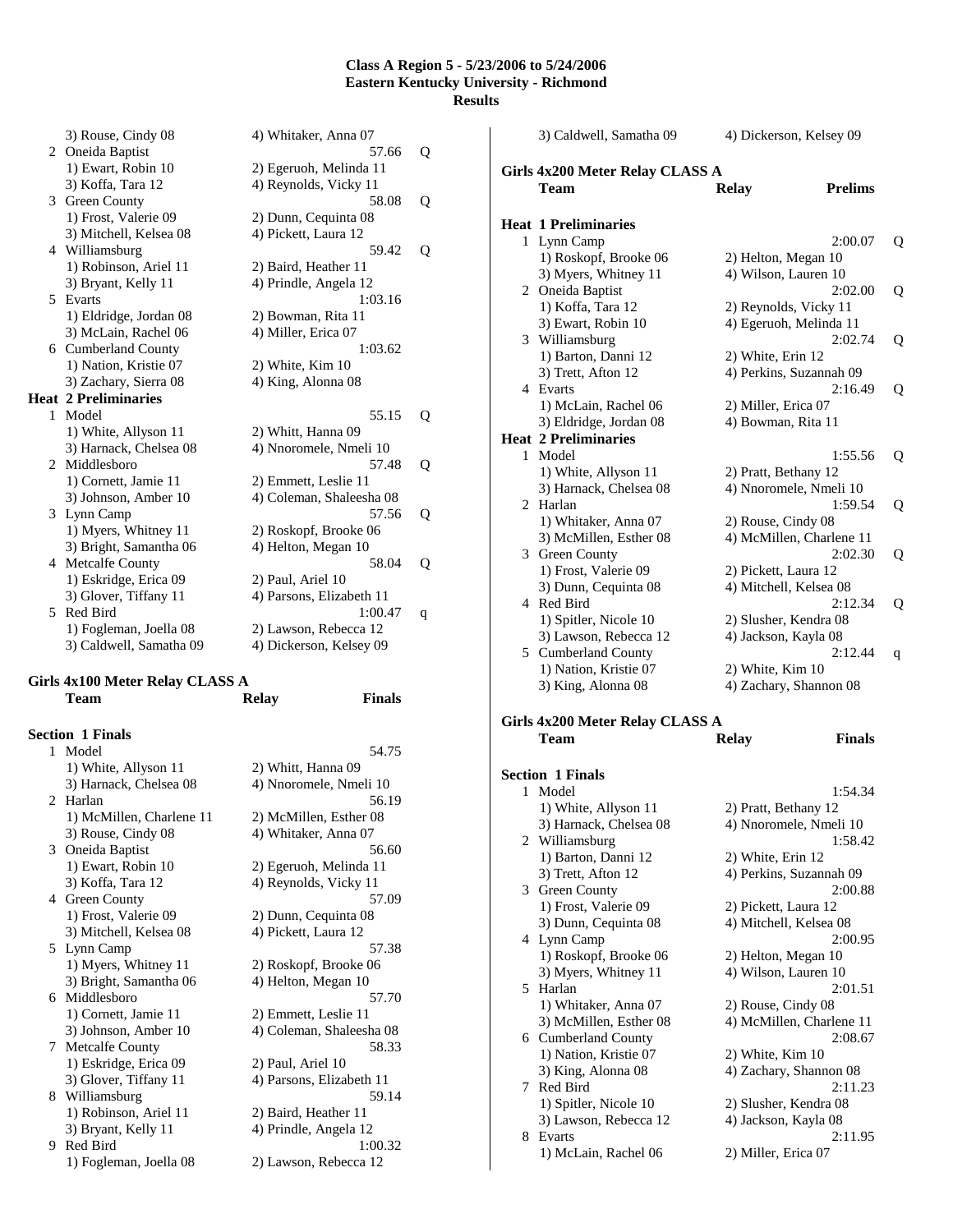# Class A Region 5 - 5/23/2006 to 5/24/2006
## Eastern Kentucky University - Richmond
### Results

3) Rouse, Cindy 08 — 4) Whitaker, Anna 07

2 Oneida Baptist 57.66 Q
1) Ewart, Robin 10 — 2) Egeruoh, Melinda 11
3) Koffa, Tara 12 — 4) Reynolds, Vicky 11

3 Green County 58.08 Q
1) Frost, Valerie 09 — 2) Dunn, Cequinta 08
3) Mitchell, Kelsea 08 — 4) Pickett, Laura 12

4 Williamsburg 59.42 Q
1) Robinson, Ariel 11 — 2) Baird, Heather 11
3) Bryant, Kelly 11 — 4) Prindle, Angela 12

5 Evarts 1:03.16
1) Eldridge, Jordan 08 — 2) Bowman, Rita 11
3) McLain, Rachel 06 — 4) Miller, Erica 07

6 Cumberland County 1:03.62
1) Nation, Kristie 07 — 2) White, Kim 10
3) Zachary, Sierra 08 — 4) King, Alonna 08

**Heat 2 Preliminaries**

1 Model 55.15 Q
1) White, Allyson 11 — 2) Whitt, Hanna 09
3) Harnack, Chelsea 08 — 4) Nnoromele, Nmeli 10

2 Middlesboro 57.48 Q
1) Cornett, Jamie 11 — 2) Emmett, Leslie 11
3) Johnson, Amber 10 — 4) Coleman, Shaleesha 08

3 Lynn Camp 57.56 Q
1) Myers, Whitney 11 — 2) Roskopf, Brooke 06
3) Bright, Samantha 06 — 4) Helton, Megan 10

4 Metcalfe County 58.04 Q
1) Eskridge, Erica 09 — 2) Paul, Ariel 10
3) Glover, Tiffany 11 — 4) Parsons, Elizabeth 11

5 Red Bird 1:00.47 q
1) Fogleman, Joella 08 — 2) Lawson, Rebecca 12
3) Caldwell, Samatha 09 — 4) Dickerson, Kelsey 09

## Girls 4x100 Meter Relay CLASS A

| Team | Relay | Finals |
|---|---|---|

**Section 1 Finals**

1 Model 54.75
1) White, Allyson 11 — 2) Whitt, Hanna 09
3) Harnack, Chelsea 08 — 4) Nnoromele, Nmeli 10

2 Harlan 56.19
1) McMillen, Charlene 11 — 2) McMillen, Esther 08
3) Rouse, Cindy 08 — 4) Whitaker, Anna 07

3 Oneida Baptist 56.60
1) Ewart, Robin 10 — 2) Egeruoh, Melinda 11
3) Koffa, Tara 12 — 4) Reynolds, Vicky 11

4 Green County 57.09
1) Frost, Valerie 09 — 2) Dunn, Cequinta 08
3) Mitchell, Kelsea 08 — 4) Pickett, Laura 12

5 Lynn Camp 57.38
1) Myers, Whitney 11 — 2) Roskopf, Brooke 06
3) Bright, Samantha 06 — 4) Helton, Megan 10

6 Middlesboro 57.70
1) Cornett, Jamie 11 — 2) Emmett, Leslie 11
3) Johnson, Amber 10 — 4) Coleman, Shaleesha 08

7 Metcalfe County 58.33
1) Eskridge, Erica 09 — 2) Paul, Ariel 10
3) Glover, Tiffany 11 — 4) Parsons, Elizabeth 11

8 Williamsburg 59.14
1) Robinson, Ariel 11 — 2) Baird, Heather 11
3) Bryant, Kelly 11 — 4) Prindle, Angela 12

9 Red Bird 1:00.32
1) Fogleman, Joella 08 — 2) Lawson, Rebecca 12
3) Caldwell, Samatha 09 — 4) Dickerson, Kelsey 09

## Girls 4x200 Meter Relay CLASS A

| Team | Relay | Prelims |
|---|---|---|

**Heat 1 Preliminaries**

1 Lynn Camp 2:00.07 Q
1) Roskopf, Brooke 06 — 2) Helton, Megan 10
3) Myers, Whitney 11 — 4) Wilson, Lauren 10

2 Oneida Baptist 2:02.00 Q
1) Koffa, Tara 12 — 2) Reynolds, Vicky 11
3) Ewart, Robin 10 — 4) Egeruoh, Melinda 11

3 Williamsburg 2:02.74 Q
1) Barton, Danni 12 — 2) White, Erin 12
3) Trett, Afton 12 — 4) Perkins, Suzannah 09

4 Evarts 2:16.49 Q
1) McLain, Rachel 06 — 2) Miller, Erica 07
3) Eldridge, Jordan 08 — 4) Bowman, Rita 11

**Heat 2 Preliminaries**

1 Model 1:55.56 Q
1) White, Allyson 11 — 2) Pratt, Bethany 12
3) Harnack, Chelsea 08 — 4) Nnoromele, Nmeli 10

2 Harlan 1:59.54 Q
1) Whitaker, Anna 07 — 2) Rouse, Cindy 08
3) McMillen, Esther 08 — 4) McMillen, Charlene 11

3 Green County 2:02.30 Q
1) Frost, Valerie 09 — 2) Pickett, Laura 12
3) Dunn, Cequinta 08 — 4) Mitchell, Kelsea 08

4 Red Bird 2:12.34 Q
1) Spitler, Nicole 10 — 2) Slusher, Kendra 08
3) Lawson, Rebecca 12 — 4) Jackson, Kayla 08

5 Cumberland County 2:12.44 q
1) Nation, Kristie 07 — 2) White, Kim 10
3) King, Alonna 08 — 4) Zachary, Shannon 08

## Girls 4x200 Meter Relay CLASS A

| Team | Relay | Finals |
|---|---|---|

**Section 1 Finals**

1 Model 1:54.34
1) White, Allyson 11 — 2) Pratt, Bethany 12
3) Harnack, Chelsea 08 — 4) Nnoromele, Nmeli 10

2 Williamsburg 1:58.42
1) Barton, Danni 12 — 2) White, Erin 12
3) Trett, Afton 12 — 4) Perkins, Suzannah 09

3 Green County 2:00.88
1) Frost, Valerie 09 — 2) Pickett, Laura 12
3) Dunn, Cequinta 08 — 4) Mitchell, Kelsea 08

4 Lynn Camp 2:00.95
1) Roskopf, Brooke 06 — 2) Helton, Megan 10
3) Myers, Whitney 11 — 4) Wilson, Lauren 10

5 Harlan 2:01.51
1) Whitaker, Anna 07 — 2) Rouse, Cindy 08
3) McMillen, Esther 08 — 4) McMillen, Charlene 11

6 Cumberland County 2:08.67
1) Nation, Kristie 07 — 2) White, Kim 10
3) King, Alonna 08 — 4) Zachary, Shannon 08

7 Red Bird 2:11.23
1) Spitler, Nicole 10 — 2) Slusher, Kendra 08
3) Lawson, Rebecca 12 — 4) Jackson, Kayla 08

8 Evarts 2:11.95
1) McLain, Rachel 06 — 2) Miller, Erica 07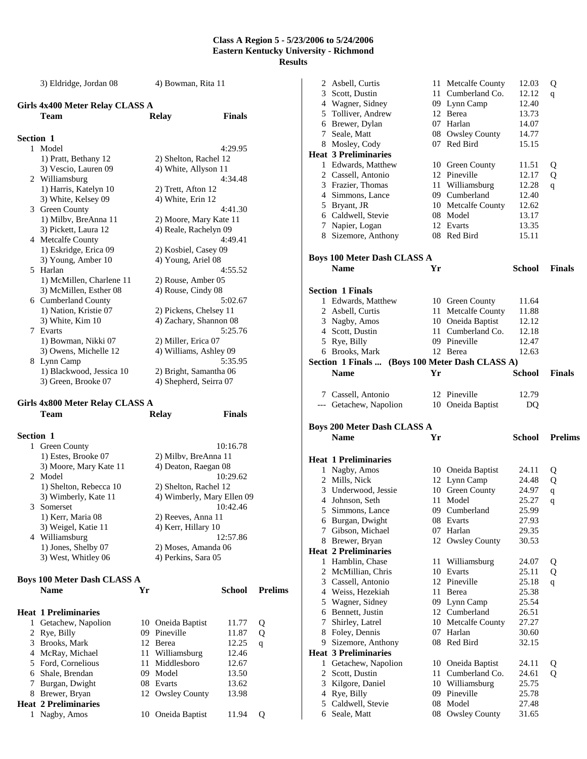## Class A Region 5 - 5/23/2006 to 5/24/2006
## Eastern Kentucky University - Richmond
## Results

3) Eldridge, Jordan 08 | 4) Bowman, Rita 11

### Girls 4x400 Meter Relay CLASS A

| | Team | Relay | Finals |
|---|---|---|---|
| **Section 1** | | | |
| 1 | Model | | 4:29.95 |
| | 1) Pratt, Bethany 12 | 2) Shelton, Rachel 12 | |
| | 3) Vescio, Lauren 09 | 4) White, Allyson 11 | |
| 2 | Williamsburg | | 4:34.48 |
| | 1) Harris, Katelyn 10 | 2) Trett, Afton 12 | |
| | 3) White, Kelsey 09 | 4) White, Erin 12 | |
| 3 | Green County | | 4:41.30 |
| | 1) Milbv, BreAnna 11 | 2) Moore, Mary Kate 11 | |
| | 3) Pickett, Laura 12 | 4) Reale, Rachelyn 09 | |
| 4 | Metcalfe County | | 4:49.41 |
| | 1) Eskridge, Erica 09 | 2) Kosbiel, Casey 09 | |
| | 3) Young, Amber 10 | 4) Young, Ariel 08 | |
| 5 | Harlan | | 4:55.52 |
| | 1) McMillen, Charlene 11 | 2) Rouse, Amber 05 | |
| | 3) McMillen, Esther 08 | 4) Rouse, Cindy 08 | |
| 6 | Cumberland County | | 5:02.67 |
| | 1) Nation, Kristie 07 | 2) Pickens, Chelsey 11 | |
| | 3) White, Kim 10 | 4) Zachary, Shannon 08 | |
| 7 | Evarts | | 5:25.76 |
| | 1) Bowman, Nikki 07 | 2) Miller, Erica 07 | |
| | 3) Owens, Michelle 12 | 4) Williams, Ashley 09 | |
| 8 | Lynn Camp | | 5:35.95 |
| | 1) Blackwood, Jessica 10 | 2) Bright, Samantha 06 | |
| | 3) Green, Brooke 07 | 4) Shepherd, Seirra 07 | |

### Girls 4x800 Meter Relay CLASS A

| | Team | Relay | Finals |
|---|---|---|---|
| **Section 1** | | | |
| 1 | Green County | | 10:16.78 |
| | 1) Estes, Brooke 07 | 2) Milbv, BreAnna 11 | |
| | 3) Moore, Mary Kate 11 | 4) Deaton, Raegan 08 | |
| 2 | Model | | 10:29.62 |
| | 1) Shelton, Rebecca 10 | 2) Shelton, Rachel 12 | |
| | 3) Wimberly, Kate 11 | 4) Wimberly, Mary Ellen 09 | |
| 3 | Somerset | | 10:42.46 |
| | 1) Kerr, Maria 08 | 2) Reeves, Anna 11 | |
| | 3) Weigel, Katie 11 | 4) Kerr, Hillary 10 | |
| 4 | Williamsburg | | 12:57.86 |
| | 1) Jones, Shelby 07 | 2) Moses, Amanda 06 | |
| | 3) West, Whitley 06 | 4) Perkins, Sara 05 | |

### Boys 100 Meter Dash CLASS A

| | Name | Yr | School | Prelims | |
|---|---|---|---|---|---|
| **Heat 1 Preliminaries** | | | | | |
| 1 | Getachew, Napolion | 10 | Oneida Baptist | 11.77 | Q |
| 2 | Rye, Billy | 09 | Pineville | 11.87 | Q |
| 3 | Brooks, Mark | 12 | Berea | 12.25 | q |
| 4 | McRay, Michael | 11 | Williamsburg | 12.46 | |
| 5 | Ford, Cornelious | 11 | Middlesboro | 12.67 | |
| 6 | Shale, Brendan | 09 | Model | 13.50 | |
| 7 | Burgan, Dwight | 08 | Evarts | 13.62 | |
| 8 | Brewer, Bryan | 12 | Owsley County | 13.98 | |
| **Heat 2 Preliminaries** | | | | | |
| 1 | Nagby, Amos | 10 | Oneida Baptist | 11.94 | Q |
| 2 | Asbell, Curtis | 11 | Metcalfe County | 12.03 | Q |
| 3 | Scott, Dustin | 11 | Cumberland Co. | 12.12 | q |
| 4 | Wagner, Sidney | 09 | Lynn Camp | 12.40 | |
| 5 | Tolliver, Andrew | 12 | Berea | 13.73 | |
| 6 | Brewer, Dylan | 07 | Harlan | 14.07 | |
| 7 | Seale, Matt | 08 | Owsley County | 14.77 | |
| 8 | Mosley, Cody | 07 | Red Bird | 15.15 | |
| **Heat 3 Preliminaries** | | | | | |
| 1 | Edwards, Matthew | 10 | Green County | 11.51 | Q |
| 2 | Cassell, Antonio | 12 | Pineville | 12.17 | Q |
| 3 | Frazier, Thomas | 11 | Williamsburg | 12.28 | q |
| 4 | Simmons, Lance | 09 | Cumberland | 12.40 | |
| 5 | Bryant, JR | 10 | Metcalfe County | 12.62 | |
| 6 | Caldwell, Stevie | 08 | Model | 13.17 | |
| 7 | Napier, Logan | 12 | Evarts | 13.35 | |
| 8 | Sizemore, Anthony | 08 | Red Bird | 15.11 | |

### Boys 100 Meter Dash CLASS A

| | Name | Yr | School | Finals |
|---|---|---|---|---|
| **Section 1 Finals** | | | | |
| 1 | Edwards, Matthew | 10 | Green County | 11.64 |
| 2 | Asbell, Curtis | 11 | Metcalfe County | 11.88 |
| 3 | Nagby, Amos | 10 | Oneida Baptist | 12.12 |
| 4 | Scott, Dustin | 11 | Cumberland Co. | 12.18 |
| 5 | Rye, Billy | 09 | Pineville | 12.47 |
| 6 | Brooks, Mark | 12 | Berea | 12.63 |
| 7 | Cassell, Antonio | 12 | Pineville | 12.79 |
| --- | Getachew, Napolion | 10 | Oneida Baptist | DQ |

### Boys 200 Meter Dash CLASS A

| | Name | Yr | School | Prelims | |
|---|---|---|---|---|---|
| **Heat 1 Preliminaries** | | | | | |
| 1 | Nagby, Amos | 10 | Oneida Baptist | 24.11 | Q |
| 2 | Mills, Nick | 12 | Lynn Camp | 24.48 | Q |
| 3 | Underwood, Jessie | 10 | Green County | 24.97 | q |
| 4 | Johnson, Seth | 11 | Model | 25.27 | q |
| 5 | Simmons, Lance | 09 | Cumberland | 25.99 | |
| 6 | Burgan, Dwight | 08 | Evarts | 27.93 | |
| 7 | Gibson, Michael | 07 | Harlan | 29.35 | |
| 8 | Brewer, Bryan | 12 | Owsley County | 30.53 | |
| **Heat 2 Preliminaries** | | | | | |
| 1 | Hamblin, Chase | 11 | Williamsburg | 24.07 | Q |
| 2 | McMillian, Chris | 10 | Evarts | 25.11 | Q |
| 3 | Cassell, Antonio | 12 | Pineville | 25.18 | q |
| 4 | Weiss, Hezekiah | 11 | Berea | 25.38 | |
| 5 | Wagner, Sidney | 09 | Lynn Camp | 25.54 | |
| 6 | Bennett, Justin | 12 | Cumberland | 26.51 | |
| 7 | Shirley, Latrel | 10 | Metcalfe County | 27.27 | |
| 8 | Foley, Dennis | 07 | Harlan | 30.60 | |
| 9 | Sizemore, Anthony | 08 | Red Bird | 32.15 | |
| **Heat 3 Preliminaries** | | | | | |
| 1 | Getachew, Napolion | 10 | Oneida Baptist | 24.11 | Q |
| 2 | Scott, Dustin | 11 | Cumberland Co. | 24.61 | Q |
| 3 | Kilgore, Daniel | 10 | Williamsburg | 25.75 | |
| 4 | Rye, Billy | 09 | Pineville | 25.78 | |
| 5 | Caldwell, Stevie | 08 | Model | 27.48 | |
| 6 | Seale, Matt | 08 | Owsley County | 31.65 | |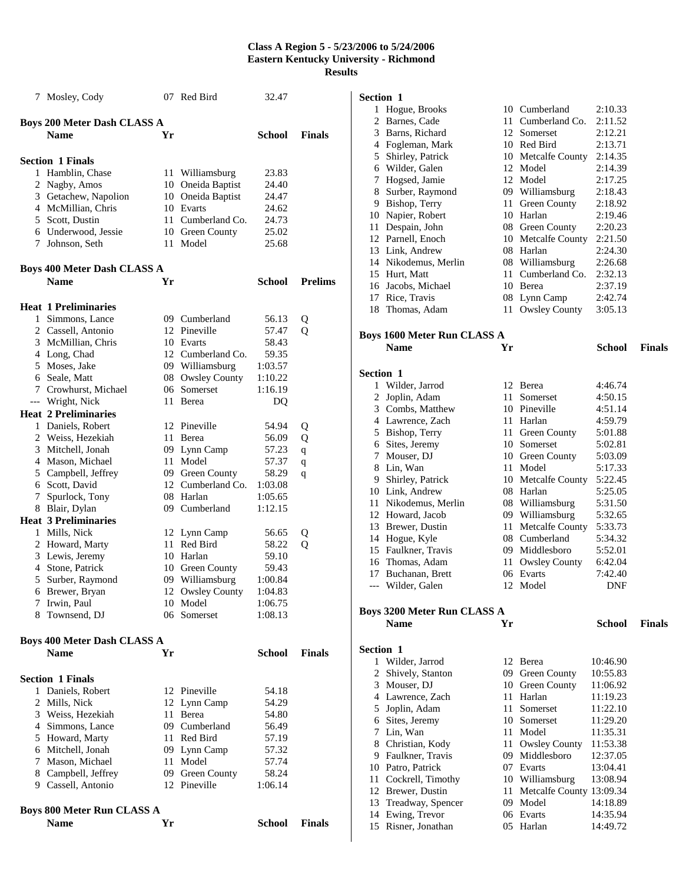# Class A Region 5 - 5/23/2006 to 5/24/2006
## Eastern Kentucky University - Richmond
## Results

| | Name | Yr | School | Time | |
|---|---|---|---|---|---|
| 7 | Mosley, Cody | 07 | Red Bird | 32.47 | |

### Boys 200 Meter Dash CLASS A

**Section 1 Finals**

| | Name | Yr | School | Finals |
|---|---|---|---|---|
| 1 | Hamblin, Chase | 11 | Williamsburg | 23.83 |
| 2 | Nagby, Amos | 10 | Oneida Baptist | 24.40 |
| 3 | Getachew, Napolion | 10 | Oneida Baptist | 24.47 |
| 4 | McMillian, Chris | 10 | Evarts | 24.62 |
| 5 | Scott, Dustin | 11 | Cumberland Co. | 24.73 |
| 6 | Underwood, Jessie | 10 | Green County | 25.02 |
| 7 | Johnson, Seth | 11 | Model | 25.68 |

### Boys 400 Meter Dash CLASS A

| | Name | Yr | School | Prelims | |
|---|---|---|---|---|---|
| **Heat 1 Preliminaries** | | | | | |
| 1 | Simmons, Lance | 09 | Cumberland | 56.13 | Q |
| 2 | Cassell, Antonio | 12 | Pineville | 57.47 | Q |
| 3 | McMillian, Chris | 10 | Evarts | 58.43 | |
| 4 | Long, Chad | 12 | Cumberland Co. | 59.35 | |
| 5 | Moses, Jake | 09 | Williamsburg | 1:03.57 | |
| 6 | Seale, Matt | 08 | Owsley County | 1:10.22 | |
| 7 | Crowhurst, Michael | 06 | Somerset | 1:16.19 | |
| --- | Wright, Nick | 11 | Berea | DQ | |
| **Heat 2 Preliminaries** | | | | | |
| 1 | Daniels, Robert | 12 | Pineville | 54.94 | Q |
| 2 | Weiss, Hezekiah | 11 | Berea | 56.09 | Q |
| 3 | Mitchell, Jonah | 09 | Lynn Camp | 57.23 | q |
| 4 | Mason, Michael | 11 | Model | 57.37 | q |
| 5 | Campbell, Jeffrey | 09 | Green County | 58.29 | q |
| 6 | Scott, David | 12 | Cumberland Co. | 1:03.08 | |
| 7 | Spurlock, Tony | 08 | Harlan | 1:05.65 | |
| 8 | Blair, Dylan | 09 | Cumberland | 1:12.15 | |
| **Heat 3 Preliminaries** | | | | | |
| 1 | Mills, Nick | 12 | Lynn Camp | 56.65 | Q |
| 2 | Howard, Marty | 11 | Red Bird | 58.22 | Q |
| 3 | Lewis, Jeremy | 10 | Harlan | 59.10 | |
| 4 | Stone, Patrick | 10 | Green County | 59.43 | |
| 5 | Surber, Raymond | 09 | Williamsburg | 1:00.84 | |
| 6 | Brewer, Bryan | 12 | Owsley County | 1:04.83 | |
| 7 | Irwin, Paul | 10 | Model | 1:06.75 | |
| 8 | Townsend, DJ | 06 | Somerset | 1:08.13 | |

### Boys 400 Meter Dash CLASS A

**Section 1 Finals**

| | Name | Yr | School | Finals |
|---|---|---|---|---|
| 1 | Daniels, Robert | 12 | Pineville | 54.18 |
| 2 | Mills, Nick | 12 | Lynn Camp | 54.29 |
| 3 | Weiss, Hezekiah | 11 | Berea | 54.80 |
| 4 | Simmons, Lance | 09 | Cumberland | 56.49 |
| 5 | Howard, Marty | 11 | Red Bird | 57.19 |
| 6 | Mitchell, Jonah | 09 | Lynn Camp | 57.32 |
| 7 | Mason, Michael | 11 | Model | 57.74 |
| 8 | Campbell, Jeffrey | 09 | Green County | 58.24 |
| 9 | Cassell, Antonio | 12 | Pineville | 1:06.14 |

### Boys 800 Meter Run CLASS A

**Section 1**

| | Name | Yr | School | Finals |
|---|---|---|---|---|
| 1 | Hogue, Brooks | 10 | Cumberland | 2:10.33 |
| 2 | Barnes, Cade | 11 | Cumberland Co. | 2:11.52 |
| 3 | Barns, Richard | 12 | Somerset | 2:12.21 |
| 4 | Fogleman, Mark | 10 | Red Bird | 2:13.71 |
| 5 | Shirley, Patrick | 10 | Metcalfe County | 2:14.35 |
| 6 | Wilder, Galen | 12 | Model | 2:14.39 |
| 7 | Hogsed, Jamie | 12 | Model | 2:17.25 |
| 8 | Surber, Raymond | 09 | Williamsburg | 2:18.43 |
| 9 | Bishop, Terry | 11 | Green County | 2:18.92 |
| 10 | Napier, Robert | 10 | Harlan | 2:19.46 |
| 11 | Despain, John | 08 | Green County | 2:20.23 |
| 12 | Parnell, Enoch | 10 | Metcalfe County | 2:21.50 |
| 13 | Link, Andrew | 08 | Harlan | 2:24.30 |
| 14 | Nikodemus, Merlin | 08 | Williamsburg | 2:26.68 |
| 15 | Hurt, Matt | 11 | Cumberland Co. | 2:32.13 |
| 16 | Jacobs, Michael | 10 | Berea | 2:37.19 |
| 17 | Rice, Travis | 08 | Lynn Camp | 2:42.74 |
| 18 | Thomas, Adam | 11 | Owsley County | 3:05.13 |

### Boys 1600 Meter Run CLASS A

**Section 1**

| | Name | Yr | School | Finals |
|---|---|---|---|---|
| 1 | Wilder, Jarrod | 12 | Berea | 4:46.74 |
| 2 | Joplin, Adam | 11 | Somerset | 4:50.15 |
| 3 | Combs, Matthew | 10 | Pineville | 4:51.14 |
| 4 | Lawrence, Zach | 11 | Harlan | 4:59.79 |
| 5 | Bishop, Terry | 11 | Green County | 5:01.88 |
| 6 | Sites, Jeremy | 10 | Somerset | 5:02.81 |
| 7 | Mouser, DJ | 10 | Green County | 5:03.09 |
| 8 | Lin, Wan | 11 | Model | 5:17.33 |
| 9 | Shirley, Patrick | 10 | Metcalfe County | 5:22.45 |
| 10 | Link, Andrew | 08 | Harlan | 5:25.05 |
| 11 | Nikodemus, Merlin | 08 | Williamsburg | 5:31.50 |
| 12 | Howard, Jacob | 09 | Williamsburg | 5:32.65 |
| 13 | Brewer, Dustin | 11 | Metcalfe County | 5:33.73 |
| 14 | Hogue, Kyle | 08 | Cumberland | 5:34.32 |
| 15 | Faulkner, Travis | 09 | Middlesboro | 5:52.01 |
| 16 | Thomas, Adam | 11 | Owsley County | 6:42.04 |
| 17 | Buchanan, Brett | 06 | Evarts | 7:42.40 |
| --- | Wilder, Galen | 12 | Model | DNF |

### Boys 3200 Meter Run CLASS A

**Section 1**

| | Name | Yr | School | Finals |
|---|---|---|---|---|
| 1 | Wilder, Jarrod | 12 | Berea | 10:46.90 |
| 2 | Shively, Stanton | 09 | Green County | 10:55.83 |
| 3 | Mouser, DJ | 10 | Green County | 11:06.92 |
| 4 | Lawrence, Zach | 11 | Harlan | 11:19.23 |
| 5 | Joplin, Adam | 11 | Somerset | 11:22.10 |
| 6 | Sites, Jeremy | 10 | Somerset | 11:29.20 |
| 7 | Lin, Wan | 11 | Model | 11:35.31 |
| 8 | Christian, Kody | 11 | Owsley County | 11:53.38 |
| 9 | Faulkner, Travis | 09 | Middlesboro | 12:37.05 |
| 10 | Patro, Patrick | 07 | Evarts | 13:04.41 |
| 11 | Cockrell, Timothy | 10 | Williamsburg | 13:08.94 |
| 12 | Brewer, Dustin | 11 | Metcalfe County | 13:09.34 |
| 13 | Treadway, Spencer | 09 | Model | 14:18.89 |
| 14 | Ewing, Trevor | 06 | Evarts | 14:35.94 |
| 15 | Risner, Jonathan | 05 | Harlan | 14:49.72 |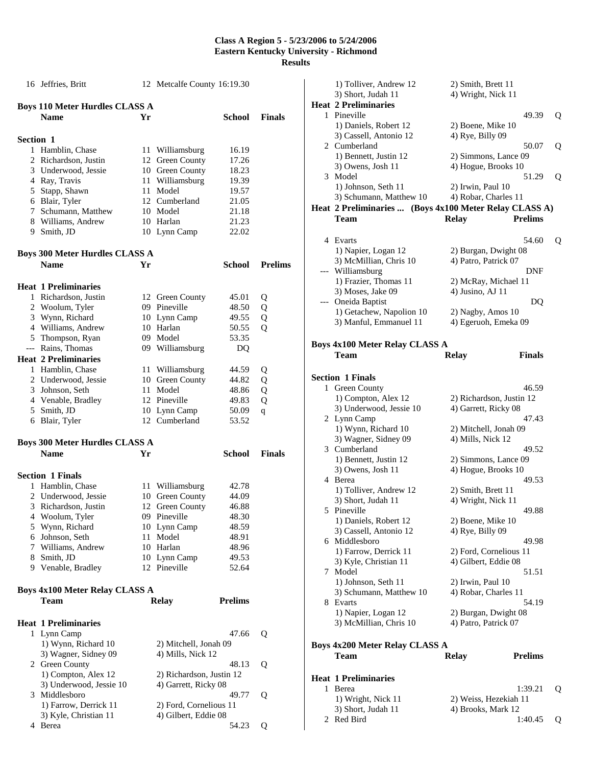**Class A Region 5 - 5/23/2006 to 5/24/2006**
**Eastern Kentucky University - Richmond**
**Results**

| | Name | Yr | School | Finals |
|---|---|---|---|---|
| 16 | Jeffries, Britt | 12 | Metcalfe County | 16:19.30 |

### Boys 110 Meter Hurdles CLASS A

| | Name | Yr | School | Finals |
|---|---|---|---|---|
| **Section 1** | | | | |
| 1 | Hamblin, Chase | 11 | Williamsburg | 16.19 |
| 2 | Richardson, Justin | 12 | Green County | 17.26 |
| 3 | Underwood, Jessie | 10 | Green County | 18.23 |
| 4 | Ray, Travis | 11 | Williamsburg | 19.39 |
| 5 | Stapp, Shawn | 11 | Model | 19.57 |
| 6 | Blair, Tyler | 12 | Cumberland | 21.05 |
| 7 | Schumann, Matthew | 10 | Model | 21.18 |
| 8 | Williams, Andrew | 10 | Harlan | 21.23 |
| 9 | Smith, JD | 10 | Lynn Camp | 22.02 |

### Boys 300 Meter Hurdles CLASS A

| | Name | Yr | School | Prelims | |
|---|---|---|---|---|---|
| **Heat 1 Preliminaries** | | | | | |
| 1 | Richardson, Justin | 12 | Green County | 45.01 | Q |
| 2 | Woolum, Tyler | 09 | Pineville | 48.50 | Q |
| 3 | Wynn, Richard | 10 | Lynn Camp | 49.55 | Q |
| 4 | Williams, Andrew | 10 | Harlan | 50.55 | Q |
| 5 | Thompson, Ryan | 09 | Model | 53.35 | |
| --- | Rains, Thomas | 09 | Williamsburg | DQ | |
| **Heat 2 Preliminaries** | | | | | |
| 1 | Hamblin, Chase | 11 | Williamsburg | 44.59 | Q |
| 2 | Underwood, Jessie | 10 | Green County | 44.82 | Q |
| 3 | Johnson, Seth | 11 | Model | 48.86 | Q |
| 4 | Venable, Bradley | 12 | Pineville | 49.83 | Q |
| 5 | Smith, JD | 10 | Lynn Camp | 50.09 | q |
| 6 | Blair, Tyler | 12 | Cumberland | 53.52 | |

### Boys 300 Meter Hurdles CLASS A

| | Name | Yr | School | Finals |
|---|---|---|---|---|
| **Section 1 Finals** | | | | |
| 1 | Hamblin, Chase | 11 | Williamsburg | 42.78 |
| 2 | Underwood, Jessie | 10 | Green County | 44.09 |
| 3 | Richardson, Justin | 12 | Green County | 46.88 |
| 4 | Woolum, Tyler | 09 | Pineville | 48.30 |
| 5 | Wynn, Richard | 10 | Lynn Camp | 48.59 |
| 6 | Johnson, Seth | 11 | Model | 48.91 |
| 7 | Williams, Andrew | 10 | Harlan | 48.96 |
| 8 | Smith, JD | 10 | Lynn Camp | 49.53 |
| 9 | Venable, Bradley | 12 | Pineville | 52.64 |

### Boys 4x100 Meter Relay CLASS A

| | Team | Relay | Prelims | |
|---|---|---|---|---|
| **Heat 1 Preliminaries** | | | | |
| 1 | Lynn Camp | | 47.66 | Q |
| | 1) Wynn, Richard 10 | 2) Mitchell, Jonah 09 | | |
| | 3) Wagner, Sidney 09 | 4) Mills, Nick 12 | | |
| 2 | Green County | | 48.13 | Q |
| | 1) Compton, Alex 12 | 2) Richardson, Justin 12 | | |
| | 3) Underwood, Jessie 10 | 4) Garrett, Ricky 08 | | |
| 3 | Middlesboro | | 49.77 | Q |
| | 1) Farrow, Derrick 11 | 2) Ford, Cornelious 11 | | |
| | 3) Kyle, Christian 11 | 4) Gilbert, Eddie 08 | | |
| 4 | Berea | | 54.23 | Q |
| | 1) Tolliver, Andrew 12 | 2) Smith, Brett 11 | | |
| | 3) Short, Judah 11 | 4) Wright, Nick 11 | | |
| **Heat 2 Preliminaries** | | | | |
| 1 | Pineville | | 49.39 | Q |
| | 1) Daniels, Robert 12 | 2) Boene, Mike 10 | | |
| | 3) Cassell, Antonio 12 | 4) Rye, Billy 09 | | |
| 2 | Cumberland | | 50.07 | Q |
| | 1) Bennett, Justin 12 | 2) Simmons, Lance 09 | | |
| | 3) Owens, Josh 11 | 4) Hogue, Brooks 10 | | |
| 3 | Model | | 51.29 | Q |
| | 1) Johnson, Seth 11 | 2) Irwin, Paul 10 | | |
| | 3) Schumann, Matthew 10 | 4) Robar, Charles 11 | | |

**Heat 2 Preliminaries ... (Boys 4x100 Meter Relay CLASS A)**

| | Team | Relay | Prelims | |
|---|---|---|---|---|
| 4 | Evarts | | 54.60 | Q |
| | 1) Napier, Logan 12 | 2) Burgan, Dwight 08 | | |
| | 3) McMillian, Chris 10 | 4) Patro, Patrick 07 | | |
| --- | Williamsburg | | DNF | |
| | 1) Frazier, Thomas 11 | 2) McRay, Michael 11 | | |
| | 3) Moses, Jake 09 | 4) Jusino, AJ 11 | | |
| --- | Oneida Baptist | | DQ | |
| | 1) Getachew, Napolion 10 | 2) Nagby, Amos 10 | | |
| | 3) Manful, Emmanuel 11 | 4) Egeruoh, Emeka 09 | | |

### Boys 4x100 Meter Relay CLASS A

| | Team | Relay | Finals |
|---|---|---|---|
| **Section 1 Finals** | | | |
| 1 | Green County | | 46.59 |
| | 1) Compton, Alex 12 | 2) Richardson, Justin 12 | |
| | 3) Underwood, Jessie 10 | 4) Garrett, Ricky 08 | |
| 2 | Lynn Camp | | 47.43 |
| | 1) Wynn, Richard 10 | 2) Mitchell, Jonah 09 | |
| | 3) Wagner, Sidney 09 | 4) Mills, Nick 12 | |
| 3 | Cumberland | | 49.52 |
| | 1) Bennett, Justin 12 | 2) Simmons, Lance 09 | |
| | 3) Owens, Josh 11 | 4) Hogue, Brooks 10 | |
| 4 | Berea | | 49.53 |
| | 1) Tolliver, Andrew 12 | 2) Smith, Brett 11 | |
| | 3) Short, Judah 11 | 4) Wright, Nick 11 | |
| 5 | Pineville | | 49.88 |
| | 1) Daniels, Robert 12 | 2) Boene, Mike 10 | |
| | 3) Cassell, Antonio 12 | 4) Rye, Billy 09 | |
| 6 | Middlesboro | | 49.98 |
| | 1) Farrow, Derrick 11 | 2) Ford, Cornelious 11 | |
| | 3) Kyle, Christian 11 | 4) Gilbert, Eddie 08 | |
| 7 | Model | | 51.51 |
| | 1) Johnson, Seth 11 | 2) Irwin, Paul 10 | |
| | 3) Schumann, Matthew 10 | 4) Robar, Charles 11 | |
| 8 | Evarts | | 54.19 |
| | 1) Napier, Logan 12 | 2) Burgan, Dwight 08 | |
| | 3) McMillian, Chris 10 | 4) Patro, Patrick 07 | |

### Boys 4x200 Meter Relay CLASS A

| | Team | Relay | Prelims | |
|---|---|---|---|---|
| **Heat 1 Preliminaries** | | | | |
| 1 | Berea | | 1:39.21 | Q |
| | 1) Wright, Nick 11 | 2) Weiss, Hezekiah 11 | | |
| | 3) Short, Judah 11 | 4) Brooks, Mark 12 | | |
| 2 | Red Bird | | 1:40.45 | Q |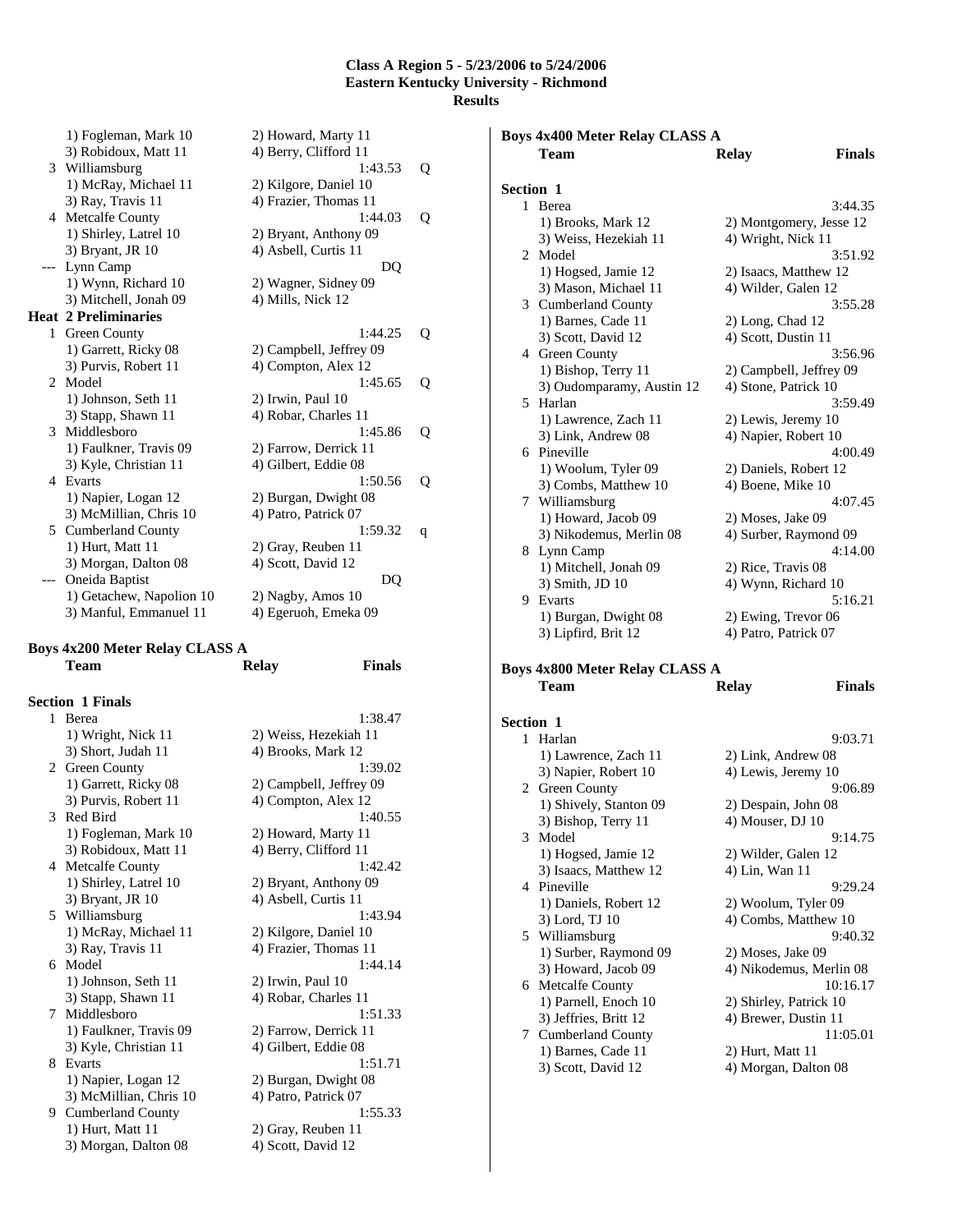# Class A Region 5 - 5/23/2006 to 5/24/2006
## Eastern Kentucky University - Richmond
## Results

| | | | | |
|---|---|---|---|---|
| | 1) Fogleman, Mark 10 | 2) Howard, Marty 11 | | |
| | 3) Robidoux, Matt 11 | 4) Berry, Clifford 11 | | |
| 3 | Williamsburg | | 1:43.53 | Q |
| | 1) McRay, Michael 11 | 2) Kilgore, Daniel 10 | | |
| | 3) Ray, Travis 11 | 4) Frazier, Thomas 11 | | |
| 4 | Metcalfe County | | 1:44.03 | Q |
| | 1) Shirley, Latrel 10 | 2) Bryant, Anthony 09 | | |
| | 3) Bryant, JR 10 | 4) Asbell, Curtis 11 | | |
| --- | Lynn Camp | | DQ | |
| | 1) Wynn, Richard 10 | 2) Wagner, Sidney 09 | | |
| | 3) Mitchell, Jonah 09 | 4) Mills, Nick 12 | | |

**Heat 2 Preliminaries**

| | | | | |
|---|---|---|---|---|
| 1 | Green County | | 1:44.25 | Q |
| | 1) Garrett, Ricky 08 | 2) Campbell, Jeffrey 09 | | |
| | 3) Purvis, Robert 11 | 4) Compton, Alex 12 | | |
| 2 | Model | | 1:45.65 | Q |
| | 1) Johnson, Seth 11 | 2) Irwin, Paul 10 | | |
| | 3) Stapp, Shawn 11 | 4) Robar, Charles 11 | | |
| 3 | Middlesboro | | 1:45.86 | Q |
| | 1) Faulkner, Travis 09 | 2) Farrow, Derrick 11 | | |
| | 3) Kyle, Christian 11 | 4) Gilbert, Eddie 08 | | |
| 4 | Evarts | | 1:50.56 | Q |
| | 1) Napier, Logan 12 | 2) Burgan, Dwight 08 | | |
| | 3) McMillian, Chris 10 | 4) Patro, Patrick 07 | | |
| 5 | Cumberland County | | 1:59.32 | q |
| | 1) Hurt, Matt 11 | 2) Gray, Reuben 11 | | |
| | 3) Morgan, Dalton 08 | 4) Scott, David 12 | | |
| --- | Oneida Baptist | | DQ | |
| | 1) Getachew, Napolion 10 | 2) Nagby, Amos 10 | | |
| | 3) Manful, Emmanuel 11 | 4) Egeruoh, Emeka 09 | | |

### Boys 4x200 Meter Relay CLASS A

**Section 1 Finals**

| | Team | Relay | Finals |
|---|---|---|---|
| 1 | Berea | | 1:38.47 |
| | 1) Wright, Nick 11 | 2) Weiss, Hezekiah 11 | |
| | 3) Short, Judah 11 | 4) Brooks, Mark 12 | |
| 2 | Green County | | 1:39.02 |
| | 1) Garrett, Ricky 08 | 2) Campbell, Jeffrey 09 | |
| | 3) Purvis, Robert 11 | 4) Compton, Alex 12 | |
| 3 | Red Bird | | 1:40.55 |
| | 1) Fogleman, Mark 10 | 2) Howard, Marty 11 | |
| | 3) Robidoux, Matt 11 | 4) Berry, Clifford 11 | |
| 4 | Metcalfe County | | 1:42.42 |
| | 1) Shirley, Latrel 10 | 2) Bryant, Anthony 09 | |
| | 3) Bryant, JR 10 | 4) Asbell, Curtis 11 | |
| 5 | Williamsburg | | 1:43.94 |
| | 1) McRay, Michael 11 | 2) Kilgore, Daniel 10 | |
| | 3) Ray, Travis 11 | 4) Frazier, Thomas 11 | |
| 6 | Model | | 1:44.14 |
| | 1) Johnson, Seth 11 | 2) Irwin, Paul 10 | |
| | 3) Stapp, Shawn 11 | 4) Robar, Charles 11 | |
| 7 | Middlesboro | | 1:51.33 |
| | 1) Faulkner, Travis 09 | 2) Farrow, Derrick 11 | |
| | 3) Kyle, Christian 11 | 4) Gilbert, Eddie 08 | |
| 8 | Evarts | | 1:51.71 |
| | 1) Napier, Logan 12 | 2) Burgan, Dwight 08 | |
| | 3) McMillian, Chris 10 | 4) Patro, Patrick 07 | |
| 9 | Cumberland County | | 1:55.33 |
| | 1) Hurt, Matt 11 | 2) Gray, Reuben 11 | |
| | 3) Morgan, Dalton 08 | 4) Scott, David 12 | |

### Boys 4x400 Meter Relay CLASS A

**Section 1**

| | Team | Relay | Finals |
|---|---|---|---|
| 1 | Berea | | 3:44.35 |
| | 1) Brooks, Mark 12 | 2) Montgomery, Jesse 12 | |
| | 3) Weiss, Hezekiah 11 | 4) Wright, Nick 11 | |
| 2 | Model | | 3:51.92 |
| | 1) Hogsed, Jamie 12 | 2) Isaacs, Matthew 12 | |
| | 3) Mason, Michael 11 | 4) Wilder, Galen 12 | |
| 3 | Cumberland County | | 3:55.28 |
| | 1) Barnes, Cade 11 | 2) Long, Chad 12 | |
| | 3) Scott, David 12 | 4) Scott, Dustin 11 | |
| 4 | Green County | | 3:56.96 |
| | 1) Bishop, Terry 11 | 2) Campbell, Jeffrey 09 | |
| | 3) Oudomparamy, Austin 12 | 4) Stone, Patrick 10 | |
| 5 | Harlan | | 3:59.49 |
| | 1) Lawrence, Zach 11 | 2) Lewis, Jeremy 10 | |
| | 3) Link, Andrew 08 | 4) Napier, Robert 10 | |
| 6 | Pineville | | 4:00.49 |
| | 1) Woolum, Tyler 09 | 2) Daniels, Robert 12 | |
| | 3) Combs, Matthew 10 | 4) Boene, Mike 10 | |
| 7 | Williamsburg | | 4:07.45 |
| | 1) Howard, Jacob 09 | 2) Moses, Jake 09 | |
| | 3) Nikodemus, Merlin 08 | 4) Surber, Raymond 09 | |
| 8 | Lynn Camp | | 4:14.00 |
| | 1) Mitchell, Jonah 09 | 2) Rice, Travis 08 | |
| | 3) Smith, JD 10 | 4) Wynn, Richard 10 | |
| 9 | Evarts | | 5:16.21 |
| | 1) Burgan, Dwight 08 | 2) Ewing, Trevor 06 | |
| | 3) Lipfird, Brit 12 | 4) Patro, Patrick 07 | |

### Boys 4x800 Meter Relay CLASS A

**Section 1**

| | Team | Relay | Finals |
|---|---|---|---|
| 1 | Harlan | | 9:03.71 |
| | 1) Lawrence, Zach 11 | 2) Link, Andrew 08 | |
| | 3) Napier, Robert 10 | 4) Lewis, Jeremy 10 | |
| 2 | Green County | | 9:06.89 |
| | 1) Shively, Stanton 09 | 2) Despain, John 08 | |
| | 3) Bishop, Terry 11 | 4) Mouser, DJ 10 | |
| 3 | Model | | 9:14.75 |
| | 1) Hogsed, Jamie 12 | 2) Wilder, Galen 12 | |
| | 3) Isaacs, Matthew 12 | 4) Lin, Wan 11 | |
| 4 | Pineville | | 9:29.24 |
| | 1) Daniels, Robert 12 | 2) Woolum, Tyler 09 | |
| | 3) Lord, TJ 10 | 4) Combs, Matthew 10 | |
| 5 | Williamsburg | | 9:40.32 |
| | 1) Surber, Raymond 09 | 2) Moses, Jake 09 | |
| | 3) Howard, Jacob 09 | 4) Nikodemus, Merlin 08 | |
| 6 | Metcalfe County | | 10:16.17 |
| | 1) Parnell, Enoch 10 | 2) Shirley, Patrick 10 | |
| | 3) Jeffries, Britt 12 | 4) Brewer, Dustin 11 | |
| 7 | Cumberland County | | 11:05.01 |
| | 1) Barnes, Cade 11 | 2) Hurt, Matt 11 | |
| | 3) Scott, David 12 | 4) Morgan, Dalton 08 | |